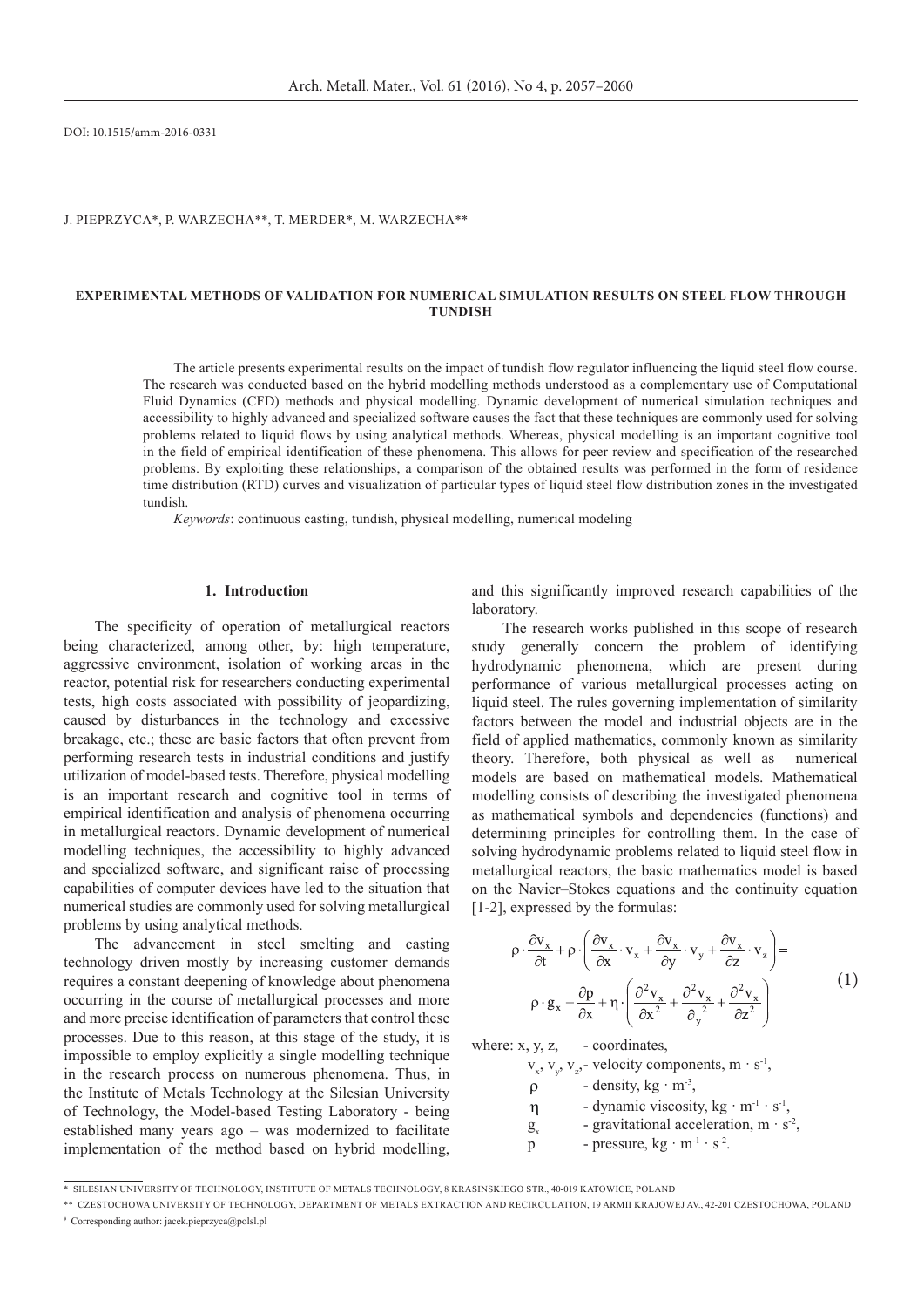DOI: 10.1515/amm-2016-0331

J. PIEPRZYCA*, P. WARZECHA**, T. MERDER*, M. WARZECHA**

# EXPERIMENTAL METHODS OF VALIDATION FOR NUMERICAL SIMULATION RESULTS ON STEEL FLOW THROUGH TUNDISH

The article presents experimental results on the impact of tundish flow regulator influencing the liquid steel flow course. The research was conducted based on the hybrid modelling methods understood as a complementary use of Computational Fluid Dynamics (CFD) methods and physical modelling. Dynamic development of numerical simulation techniques and accessibility to highly advanced and specialized software causes the fact that these techniques are commonly used for solving problems related to liquid flows by using analytical methods. Whereas, physical modelling is an important cognitive tool in the field of empirical identification of these phenomena. This allows for peer review and specification of the researched problems. By exploiting these relationships, a comparison of the obtained results was performed in the form of residence time distribution (RTD) curves and visualization of particular types of liquid steel flow distribution zones in the investigated tundish.

*Keywords*: continuous casting, tundish, physical modelling, numerical modeling

## 1. Introduction

The specificity of operation of metallurgical reactors being characterized, among other, by: high temperature, aggressive environment, isolation of working areas in the reactor, potential risk for researchers conducting experimental tests, high costs associated with possibility of jeopardizing, caused by disturbances in the technology and excessive breakage, etc.; these are basic factors that often prevent from performing research tests in industrial conditions and justify utilization of model-based tests. Therefore, physical modelling is an important research and cognitive tool in terms of empirical identification and analysis of phenomena occurring in metallurgical reactors. Dynamic development of numerical modelling techniques, the accessibility to highly advanced and specialized software, and significant raise of processing capabilities of computer devices have led to the situation that numerical studies are commonly used for solving metallurgical problems by using analytical methods.

The advancement in steel smelting and casting technology driven mostly by increasing customer demands requires a constant deepening of knowledge about phenomena occurring in the course of metallurgical processes and more and more precise identification of parameters that control these processes. Due to this reason, at this stage of the study, it is impossible to employ explicitly a single modelling technique in the research process on numerous phenomena. Thus, in the Institute of Metals Technology at the Silesian University of Technology, the Model-based Testing Laboratory - being established many years ago – was modernized to facilitate implementation of the method based on hybrid modelling, and this significantly improved research capabilities of the laboratory.

The research works published in this scope of research study generally concern the problem of identifying hydrodynamic phenomena, which are present during performance of various metallurgical processes acting on liquid steel. The rules governing implementation of similarity factors between the model and industrial objects are in the field of applied mathematics, commonly known as similarity theory. Therefore, both physical as well as numerical models are based on mathematical models. Mathematical modelling consists of describing the investigated phenomena as mathematical symbols and dependencies (functions) and determining principles for controlling them. In the case of solving hydrodynamic problems related to liquid steel flow in metallurgical reactors, the basic mathematics model is based on the Navier–Stokes equations and the continuity equation [1-2], expressed by the formulas:

$$\rho \cdot \frac{\partial v_x}{\partial t} + \rho \cdot \left( \frac{\partial v_x}{\partial x} \cdot v_x + \frac{\partial v_x}{\partial y} \cdot v_y + \frac{\partial v_x}{\partial z} \cdot v_z \right) = \rho \cdot g_x - \frac{\partial p}{\partial x} + \eta \cdot \left( \frac{\partial^2 v_x}{\partial x^2} + \frac{\partial^2 v_x}{\partial_y{}^2} + \frac{\partial^2 v_x}{\partial z^2} \right) \tag{1}$$

where: $x, y, z$, - coordinates,
$v_x, v_y, v_z$ - velocity components, $m \cdot s^{-1}$,
$\rho$ - density, $kg \cdot m^{-3}$,
$\eta$ - dynamic viscosity, $kg \cdot m^{-1} \cdot s^{-1}$,
$g_x$ - gravitational acceleration, $m \cdot s^{-2}$,
$p$ - pressure, $kg \cdot m^{-1} \cdot s^{-2}$.

\* SILESIAN UNIVERSITY OF TECHNOLOGY, INSTITUTE OF METALS TECHNOLOGY, 8 KRASINSKIEGO STR., 40-019 KATOWICE, POLAND

\*\* CZESTOCHOWA UNIVERSITY OF TECHNOLOGY, DEPARTMENT OF METALS EXTRACTION AND RECIRCULATION, 19 ARMII KRAJOWEJ AV., 42-201 CZESTOCHOWA, POLAND

[#] Corresponding author: jacek.pieprzyca@polsl.pl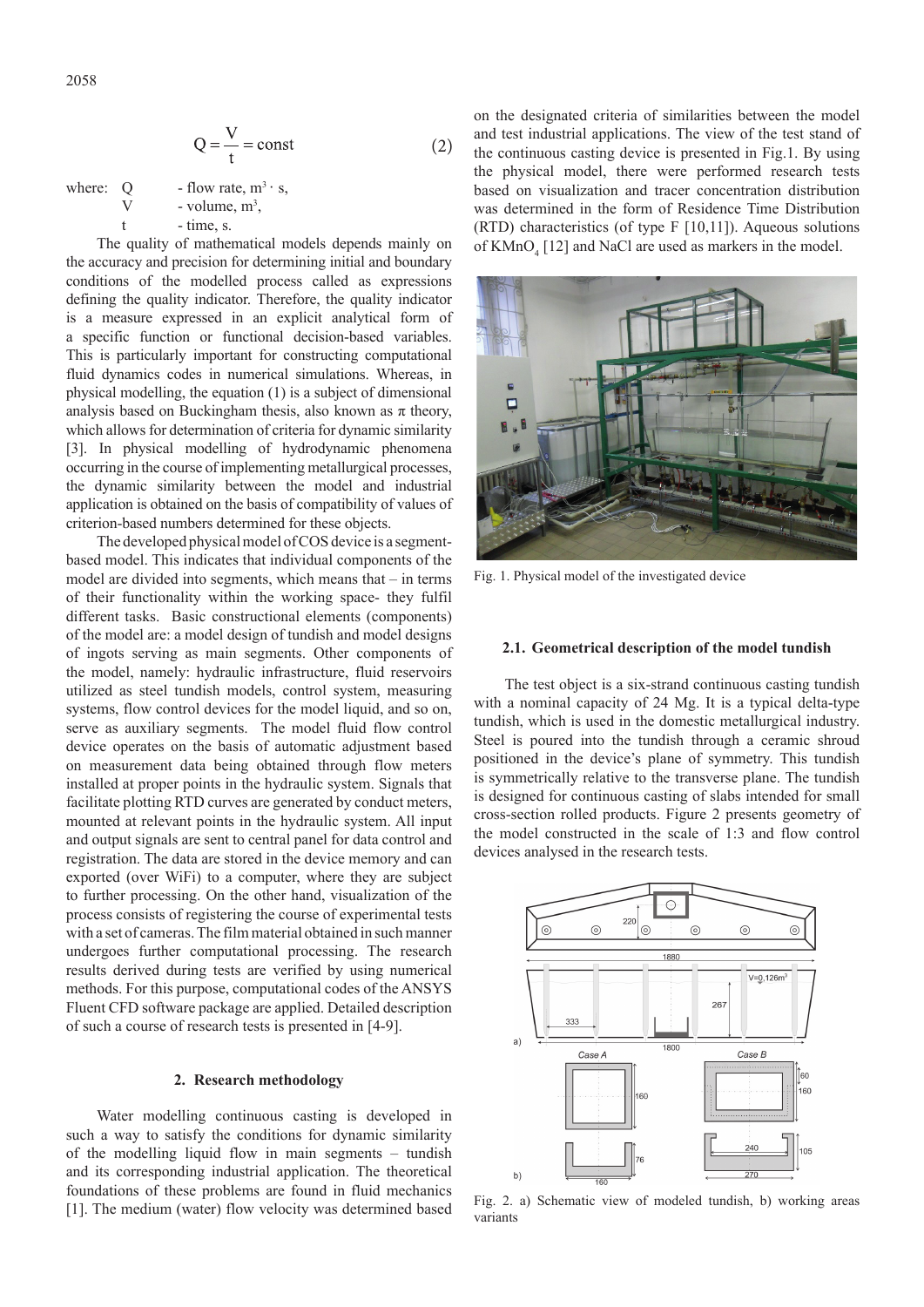$$Q = \frac{V}{t} = \text{const} \qquad (2)$$

where: Q - flow rate, $m^3 \cdot s$,
V - volume, $m^3$,
t - time, s.

The quality of mathematical models depends mainly on the accuracy and precision for determining initial and boundary conditions of the modelled process called as expressions defining the quality indicator. Therefore, the quality indicator is a measure expressed in an explicit analytical form of a specific function or functional decision-based variables. This is particularly important for constructing computational fluid dynamics codes in numerical simulations. Whereas, in physical modelling, the equation (1) is a subject of dimensional analysis based on Buckingham thesis, also known as $\pi$ theory, which allows for determination of criteria for dynamic similarity [3]. In physical modelling of hydrodynamic phenomena occurring in the course of implementing metallurgical processes, the dynamic similarity between the model and industrial application is obtained on the basis of compatibility of values of criterion-based numbers determined for these objects.

The developed physical model of COS device is a segment-based model. This indicates that individual components of the model are divided into segments, which means that – in terms of their functionality within the working space- they fulfil different tasks. Basic constructional elements (components) of the model are: a model design of tundish and model designs of ingots serving as main segments. Other components of the model, namely: hydraulic infrastructure, fluid reservoirs utilized as steel tundish models, control system, measuring systems, flow control devices for the model liquid, and so on, serve as auxiliary segments. The model fluid flow control device operates on the basis of automatic adjustment based on measurement data being obtained through flow meters installed at proper points in the hydraulic system. Signals that facilitate plotting RTD curves are generated by conduct meters, mounted at relevant points in the hydraulic system. All input and output signals are sent to central panel for data control and registration. The data are stored in the device memory and can exported (over WiFi) to a computer, where they are subject to further processing. On the other hand, visualization of the process consists of registering the course of experimental tests with a set of cameras. The film material obtained in such manner undergoes further computational processing. The research results derived during tests are verified by using numerical methods. For this purpose, computational codes of the ANSYS Fluent CFD software package are applied. Detailed description of such a course of research tests is presented in [4-9].

## 2. Research methodology

Water modelling continuous casting is developed in such a way to satisfy the conditions for dynamic similarity of the modelling liquid flow in main segments – tundish and its corresponding industrial application. The theoretical foundations of these problems are found in fluid mechanics [1]. The medium (water) flow velocity was determined based on the designated criteria of similarities between the model and test industrial applications. The view of the test stand of the continuous casting device is presented in Fig.1. By using the physical model, there were performed research tests based on visualization and tracer concentration distribution was determined in the form of Residence Time Distribution (RTD) characteristics (of type F [10,11]). Aqueous solutions of $KMnO_4$ [12] and NaCl are used as markers in the model.

Fig. 1. Physical model of the investigated device

### 2.1. Geometrical description of the model tundish

The test object is a six-strand continuous casting tundish with a nominal capacity of 24 Mg. It is a typical delta-type tundish, which is used in the domestic metallurgical industry. Steel is poured into the tundish through a ceramic shroud positioned in the device's plane of symmetry. This tundish is symmetrically relative to the transverse plane. The tundish is designed for continuous casting of slabs intended for small cross-section rolled products. Figure 2 presents geometry of the model constructed in the scale of 1:3 and flow control devices analysed in the research tests.

Fig. 2. a) Schematic view of modeled tundish, b) working areas variants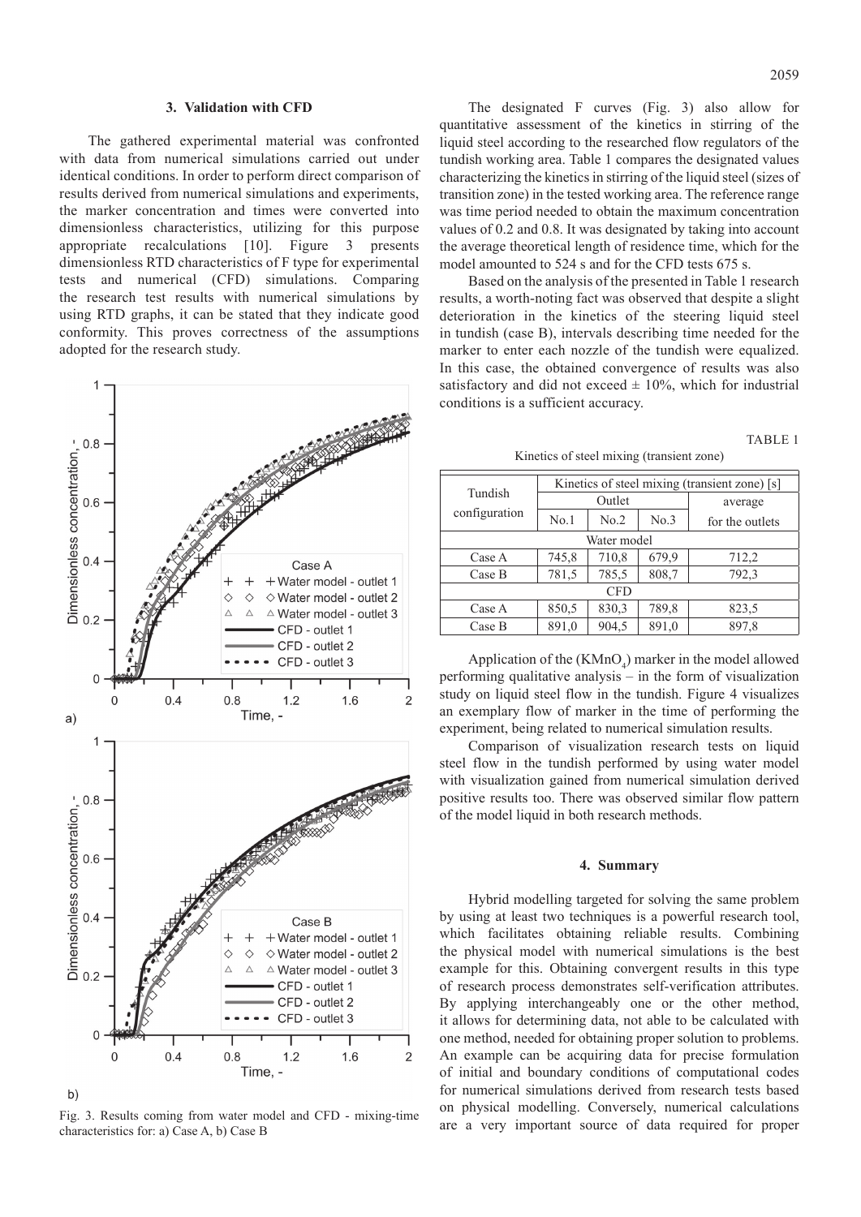## 3. Validation with CFD

The gathered experimental material was confronted with data from numerical simulations carried out under identical conditions. In order to perform direct comparison of results derived from numerical simulations and experiments, the marker concentration and times were converted into dimensionless characteristics, utilizing for this purpose appropriate recalculations [10]. Figure 3 presents dimensionless RTD characteristics of F type for experimental tests and numerical (CFD) simulations. Comparing the research test results with numerical simulations by using RTD graphs, it can be stated that they indicate good conformity. This proves correctness of the assumptions adopted for the research study.

Fig. 3. Results coming from water model and CFD - mixing-time characteristics for: a) Case A, b) Case B

The designated F curves (Fig. 3) also allow for quantitative assessment of the kinetics in stirring of the liquid steel according to the researched flow regulators of the tundish working area. Table 1 compares the designated values characterizing the kinetics in stirring of the liquid steel (sizes of transition zone) in the tested working area. The reference range was time period needed to obtain the maximum concentration values of 0.2 and 0.8. It was designated by taking into account the average theoretical length of residence time, which for the model amounted to 524 s and for the CFD tests 675 s.

Based on the analysis of the presented in Table 1 research results, a worth-noting fact was observed that despite a slight deterioration in the kinetics of the steering liquid steel in tundish (case B), intervals describing time needed for the marker to enter each nozzle of the tundish were equalized. In this case, the obtained convergence of results was also satisfactory and did not exceed ± 10%, which for industrial conditions is a sufficient accuracy.

TABLE 1

Kinetics of steel mixing (transient zone)

| Tundish configuration | Kinetics of steel mixing (transient zone) [s] | | | |
|---|---|---|---|---|
| | Outlet | | | average for the outlets |
| | No.1 | No.2 | No.3 | |
| Water model | | | | |
| Case A | 745,8 | 710,8 | 679,9 | 712,2 |
| Case B | 781,5 | 785,5 | 808,7 | 792,3 |
| CFD | | | | |
| Case A | 850,5 | 830,3 | 789,8 | 823,5 |
| Case B | 891,0 | 904,5 | 891,0 | 897,8 |

Application of the ($KMnO_4$) marker in the model allowed performing qualitative analysis – in the form of visualization study on liquid steel flow in the tundish. Figure 4 visualizes an exemplary flow of marker in the time of performing the experiment, being related to numerical simulation results.

Comparison of visualization research tests on liquid steel flow in the tundish performed by using water model with visualization gained from numerical simulation derived positive results too. There was observed similar flow pattern of the model liquid in both research methods.

## 4. Summary

Hybrid modelling targeted for solving the same problem by using at least two techniques is a powerful research tool, which facilitates obtaining reliable results. Combining the physical model with numerical simulations is the best example for this. Obtaining convergent results in this type of research process demonstrates self-verification attributes. By applying interchangeably one or the other method, it allows for determining data, not able to be calculated with one method, needed for obtaining proper solution to problems. An example can be acquiring data for precise formulation of initial and boundary conditions of computational codes for numerical simulations derived from research tests based on physical modelling. Conversely, numerical calculations are a very important source of data required for proper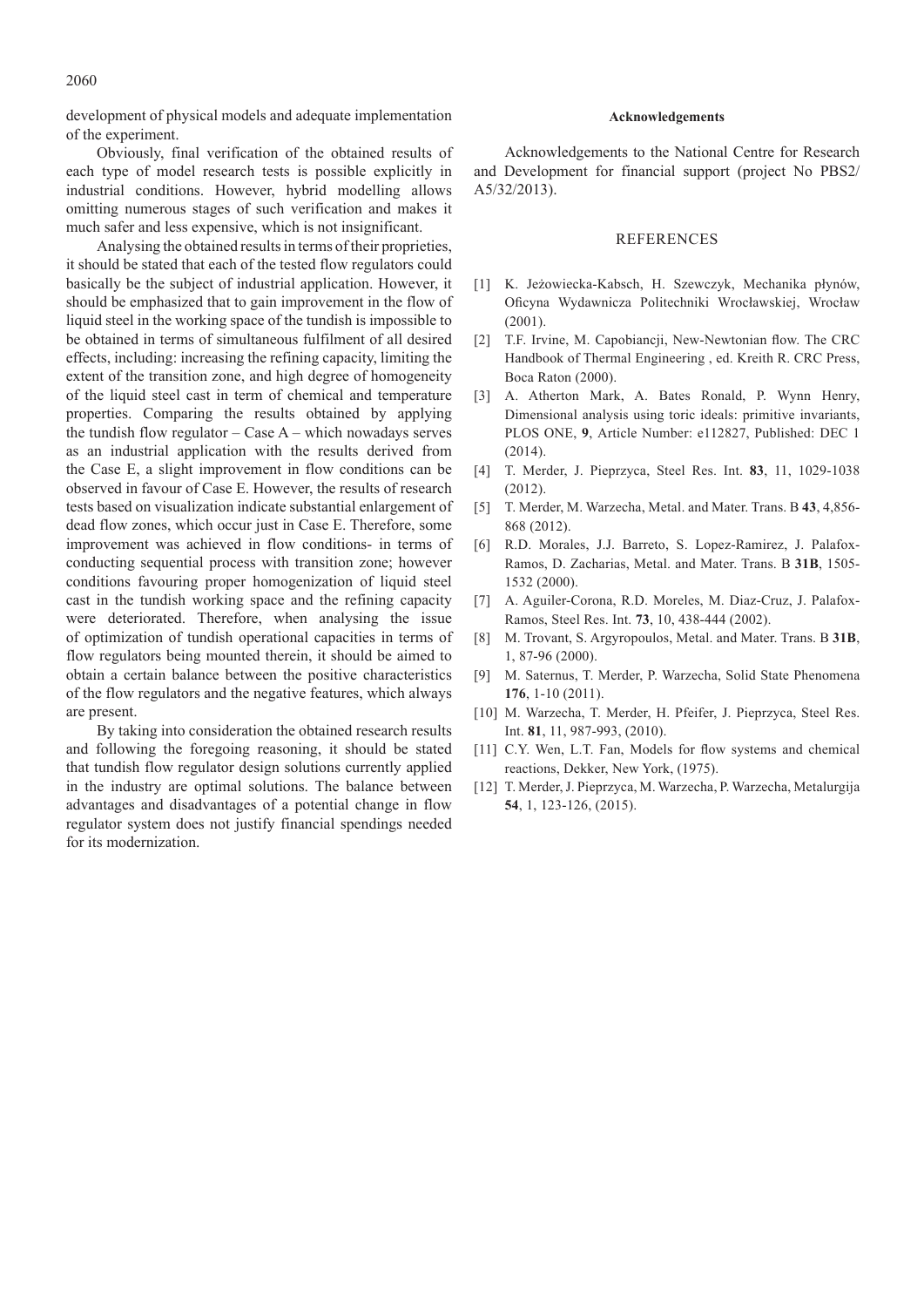development of physical models and adequate implementation of the experiment.

Obviously, final verification of the obtained results of each type of model research tests is possible explicitly in industrial conditions. However, hybrid modelling allows omitting numerous stages of such verification and makes it much safer and less expensive, which is not insignificant.

Analysing the obtained results in terms of their proprieties, it should be stated that each of the tested flow regulators could basically be the subject of industrial application. However, it should be emphasized that to gain improvement in the flow of liquid steel in the working space of the tundish is impossible to be obtained in terms of simultaneous fulfilment of all desired effects, including: increasing the refining capacity, limiting the extent of the transition zone, and high degree of homogeneity of the liquid steel cast in term of chemical and temperature properties. Comparing the results obtained by applying the tundish flow regulator – Case A – which nowadays serves as an industrial application with the results derived from the Case E, a slight improvement in flow conditions can be observed in favour of Case E. However, the results of research tests based on visualization indicate substantial enlargement of dead flow zones, which occur just in Case E. Therefore, some improvement was achieved in flow conditions- in terms of conducting sequential process with transition zone; however conditions favouring proper homogenization of liquid steel cast in the tundish working space and the refining capacity were deteriorated. Therefore, when analysing the issue of optimization of tundish operational capacities in terms of flow regulators being mounted therein, it should be aimed to obtain a certain balance between the positive characteristics of the flow regulators and the negative features, which always are present.

By taking into consideration the obtained research results and following the foregoing reasoning, it should be stated that tundish flow regulator design solutions currently applied in the industry are optimal solutions. The balance between advantages and disadvantages of a potential change in flow regulator system does not justify financial spendings needed for its modernization.

#### Acknowledgements

Acknowledgements to the National Centre for Research and Development for financial support (project No PBS2/A5/32/2013).

## REFERENCES

[1] K. Jeżowiecka-Kabsch, H. Szewczyk, Mechanika płynów, Oficyna Wydawnicza Politechniki Wrocławskiej, Wrocław (2001).

[2] T.F. Irvine, M. Capobiancji, New-Newtonian flow. The CRC Handbook of Thermal Engineering , ed. Kreith R. CRC Press, Boca Raton (2000).

[3] A. Atherton Mark, A. Bates Ronald, P. Wynn Henry, Dimensional analysis using toric ideals: primitive invariants, PLOS ONE, **9**, Article Number: e112827, Published: DEC 1 (2014).

[4] T. Merder, J. Pieprzyca, Steel Res. Int. **83**, 11, 1029-1038 (2012).

[5] T. Merder, M. Warzecha, Metal. and Mater. Trans. B **43**, 4,856-868 (2012).

[6] R.D. Morales, J.J. Barreto, S. Lopez-Ramirez, J. Palafox-Ramos, D. Zacharias, Metal. and Mater. Trans. B **31B**, 1505-1532 (2000).

[7] A. Aguiler-Corona, R.D. Moreles, M. Diaz-Cruz, J. Palafox-Ramos, Steel Res. Int. **73**, 10, 438-444 (2002).

[8] M. Trovant, S. Argyropoulos, Metal. and Mater. Trans. B **31B**, 1, 87-96 (2000).

[9] M. Saternus, T. Merder, P. Warzecha, Solid State Phenomena **176**, 1-10 (2011).

[10] M. Warzecha, T. Merder, H. Pfeifer, J. Pieprzyca, Steel Res. Int. **81**, 11, 987-993, (2010).

[11] C.Y. Wen, L.T. Fan, Models for flow systems and chemical reactions, Dekker, New York, (1975).

[12] T. Merder, J. Pieprzyca, M. Warzecha, P. Warzecha, Metalurgija **54**, 1, 123-126, (2015).